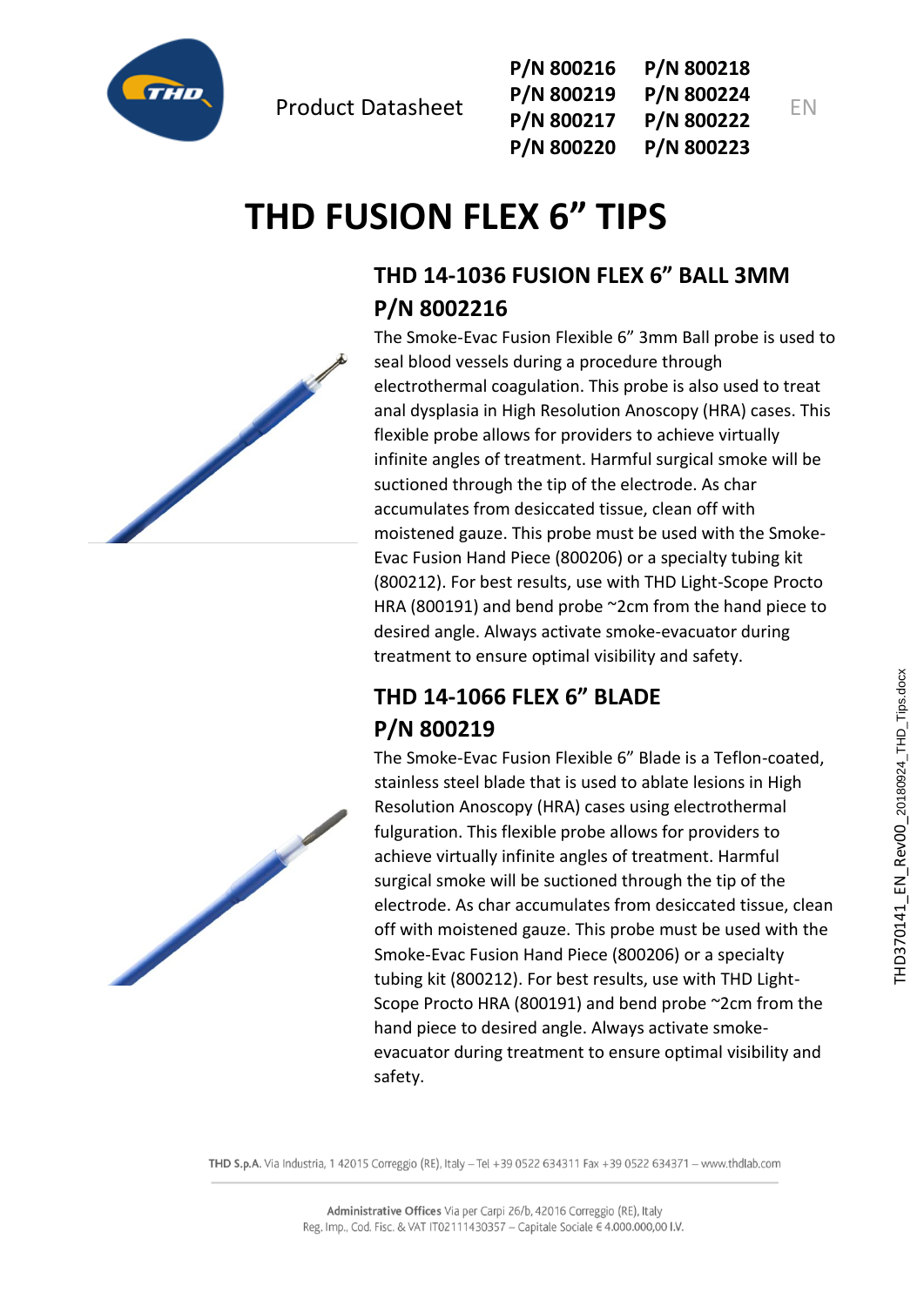Product Datasheet

P/N 800216 P/N 800218
P/N 800219 P/N 800224
P/N 800217 P/N 800222
P/N 800220 P/N 800223

EN

# THD FUSION FLEX 6" TIPS

## THD 14-1036 FUSION FLEX 6" BALL 3MM P/N 8002216

The Smoke-Evac Fusion Flexible 6" 3mm Ball probe is used to seal blood vessels during a procedure through electrothermal coagulation. This probe is also used to treat anal dysplasia in High Resolution Anoscopy (HRA) cases. This flexible probe allows for providers to achieve virtually infinite angles of treatment. Harmful surgical smoke will be suctioned through the tip of the electrode. As char accumulates from desiccated tissue, clean off with moistened gauze. This probe must be used with the Smoke-Evac Fusion Hand Piece (800206) or a specialty tubing kit (800212). For best results, use with THD Light-Scope Procto HRA (800191) and bend probe ~2cm from the hand piece to desired angle. Always activate smoke-evacuator during treatment to ensure optimal visibility and safety.

## THD 14-1066 FLEX 6" BLADE P/N 800219

The Smoke-Evac Fusion Flexible 6" Blade is a Teflon-coated, stainless steel blade that is used to ablate lesions in High Resolution Anoscopy (HRA) cases using electrothermal fulguration. This flexible probe allows for providers to achieve virtually infinite angles of treatment. Harmful surgical smoke will be suctioned through the tip of the electrode. As char accumulates from desiccated tissue, clean off with moistened gauze. This probe must be used with the Smoke-Evac Fusion Hand Piece (800206) or a specialty tubing kit (800212). For best results, use with THD Light-Scope Procto HRA (800191) and bend probe ~2cm from the hand piece to desired angle. Always activate smoke-evacuator during treatment to ensure optimal visibility and safety.

THD370141_EN_Rev00_20180924_THD_Tips.docx

**THD S.p.A.** Via Industria, 1 42015 Correggio (RE), Italy – Tel +39 0522 634311 Fax +39 0522 634371 – www.thdlab.com

**Administrative Offices** Via per Carpi 26/b, 42016 Correggio (RE), Italy
Reg. Imp., Cod. Fisc. & VAT IT02111430357 – Capitale Sociale € 4.000.000,00 I.V.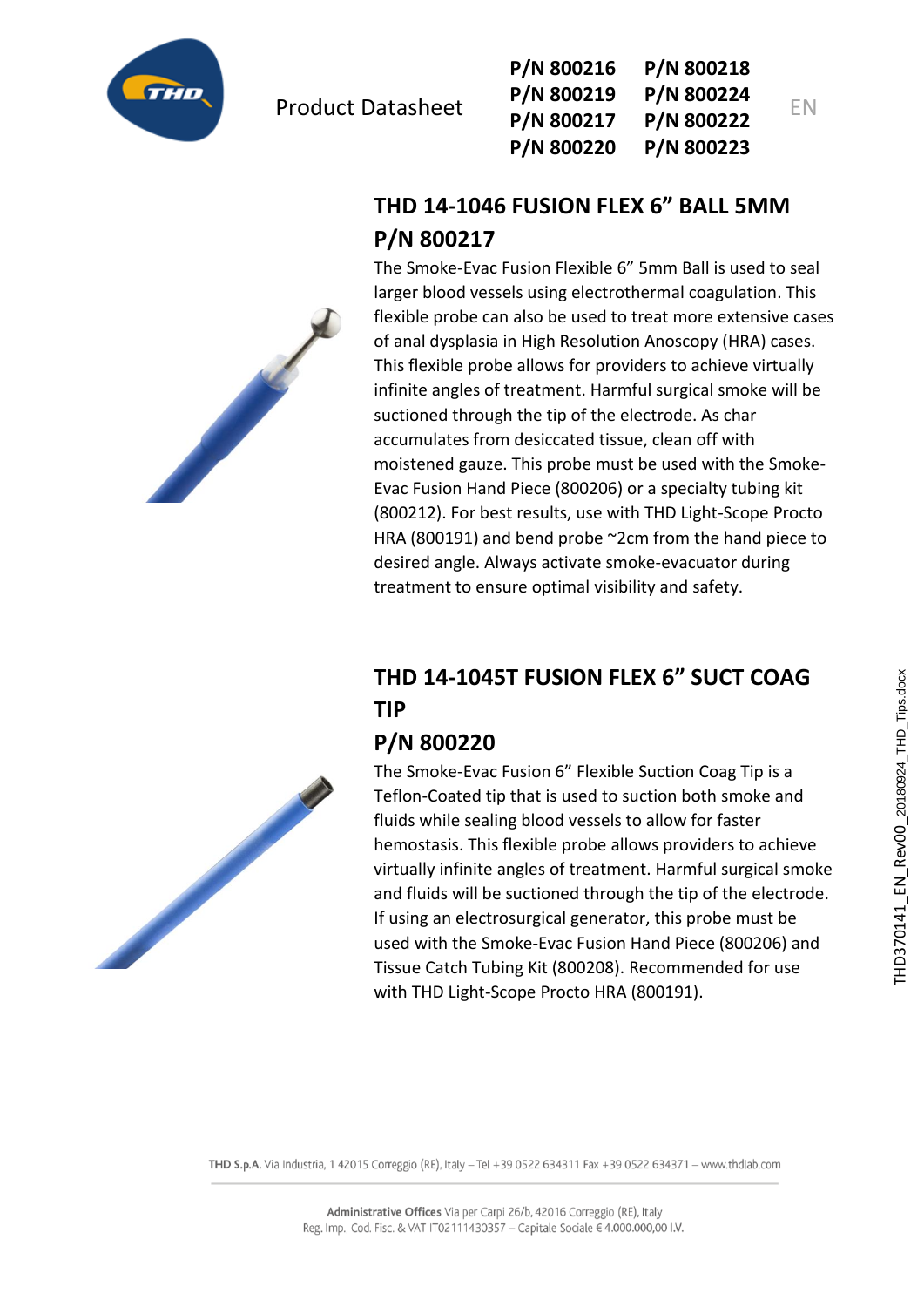Product Datasheet

**P/N 800216** **P/N 800218**
**P/N 800219** **P/N 800224**
**P/N 800217** **P/N 800222**
**P/N 800220** **P/N 800223**

EN

## THD 14-1046 FUSION FLEX 6" BALL 5MM P/N 800217

The Smoke-Evac Fusion Flexible 6" 5mm Ball is used to seal larger blood vessels using electrothermal coagulation. This flexible probe can also be used to treat more extensive cases of anal dysplasia in High Resolution Anoscopy (HRA) cases. This flexible probe allows for providers to achieve virtually infinite angles of treatment. Harmful surgical smoke will be suctioned through the tip of the electrode. As char accumulates from desiccated tissue, clean off with moistened gauze. This probe must be used with the Smoke-Evac Fusion Hand Piece (800206) or a specialty tubing kit (800212). For best results, use with THD Light-Scope Procto HRA (800191) and bend probe ~2cm from the hand piece to desired angle. Always activate smoke-evacuator during treatment to ensure optimal visibility and safety.

## THD 14-1045T FUSION FLEX 6" SUCT COAG TIP P/N 800220

The Smoke-Evac Fusion 6" Flexible Suction Coag Tip is a Teflon-Coated tip that is used to suction both smoke and fluids while sealing blood vessels to allow for faster hemostasis. This flexible probe allows providers to achieve virtually infinite angles of treatment. Harmful surgical smoke and fluids will be suctioned through the tip of the electrode. If using an electrosurgical generator, this probe must be used with the Smoke-Evac Fusion Hand Piece (800206) and Tissue Catch Tubing Kit (800208). Recommended for use with THD Light-Scope Procto HRA (800191).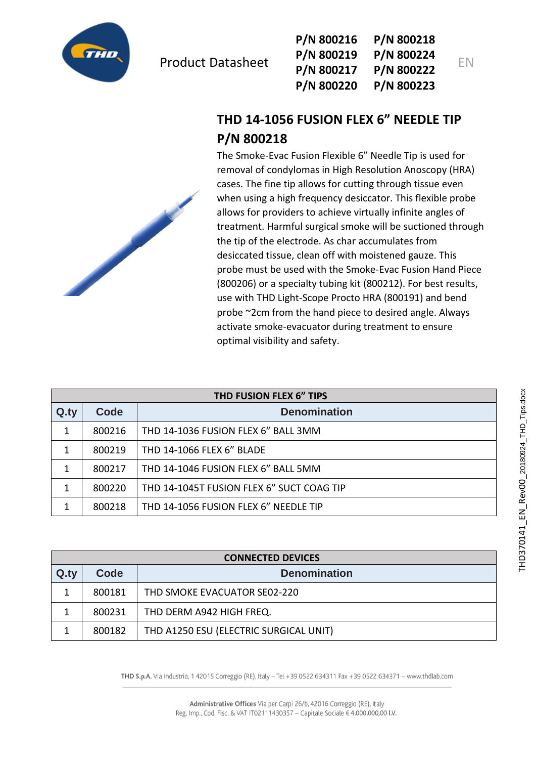Product Datasheet

P/N 800216 P/N 800218
P/N 800219 P/N 800224
P/N 800217 P/N 800222
P/N 800220 P/N 800223

EN

# THD 14-1056 FUSION FLEX 6" NEEDLE TIP P/N 800218

The Smoke-Evac Fusion Flexible 6" Needle Tip is used for removal of condylomas in High Resolution Anoscopy (HRA) cases. The fine tip allows for cutting through tissue even when using a high frequency desiccator. This flexible probe allows for providers to achieve virtually infinite angles of treatment. Harmful surgical smoke will be suctioned through the tip of the electrode. As char accumulates from desiccated tissue, clean off with moistened gauze. This probe must be used with the Smoke-Evac Fusion Hand Piece (800206) or a specialty tubing kit (800212). For best results, use with THD Light-Scope Procto HRA (800191) and bend probe ~2cm from the hand piece to desired angle. Always activate smoke-evacuator during treatment to ensure optimal visibility and safety.

| THD FUSION FLEX 6" TIPS | | |
|---|---|---|
| **Q.ty** | **Code** | **Denomination** |
| 1 | 800216 | THD 14-1036 FUSION FLEX 6" BALL 3MM |
| 1 | 800219 | THD 14-1066 FLEX 6" BLADE |
| 1 | 800217 | THD 14-1046 FUSION FLEX 6" BALL 5MM |
| 1 | 800220 | THD 14-1045T FUSION FLEX 6" SUCT COAG TIP |
| 1 | 800218 | THD 14-1056 FUSION FLEX 6" NEEDLE TIP |

| CONNECTED DEVICES | | |
|---|---|---|
| **Q.ty** | **Code** | **Denomination** |
| 1 | 800181 | THD SMOKE EVACUATOR SE02-220 |
| 1 | 800231 | THD DERM A942 HIGH FREQ. |
| 1 | 800182 | THD A1250 ESU (ELECTRIC SURGICAL UNIT) |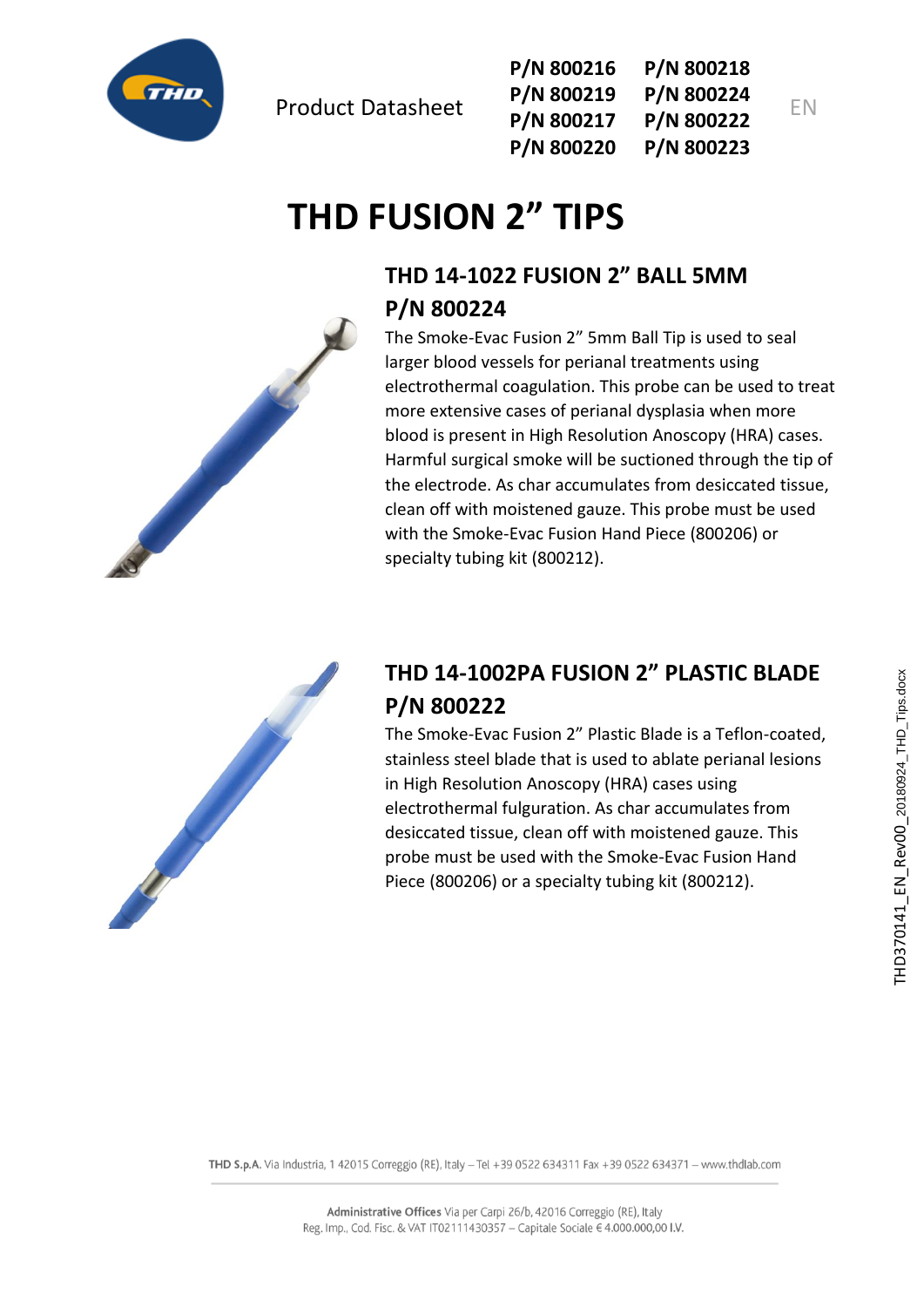Product Datasheet

P/N 800216 P/N 800218
P/N 800219 P/N 800224
P/N 800217 P/N 800222
P/N 800220 P/N 800223

EN

# THD FUSION 2" TIPS

## THD 14-1022 FUSION 2" BALL 5MM P/N 800224

The Smoke-Evac Fusion 2" 5mm Ball Tip is used to seal larger blood vessels for perianal treatments using electrothermal coagulation. This probe can be used to treat more extensive cases of perianal dysplasia when more blood is present in High Resolution Anoscopy (HRA) cases. Harmful surgical smoke will be suctioned through the tip of the electrode. As char accumulates from desiccated tissue, clean off with moistened gauze. This probe must be used with the Smoke-Evac Fusion Hand Piece (800206) or specialty tubing kit (800212).

## THD 14-1002PA FUSION 2" PLASTIC BLADE P/N 800222

The Smoke-Evac Fusion 2" Plastic Blade is a Teflon-coated, stainless steel blade that is used to ablate perianal lesions in High Resolution Anoscopy (HRA) cases using electrothermal fulguration. As char accumulates from desiccated tissue, clean off with moistened gauze. This probe must be used with the Smoke-Evac Fusion Hand Piece (800206) or a specialty tubing kit (800212).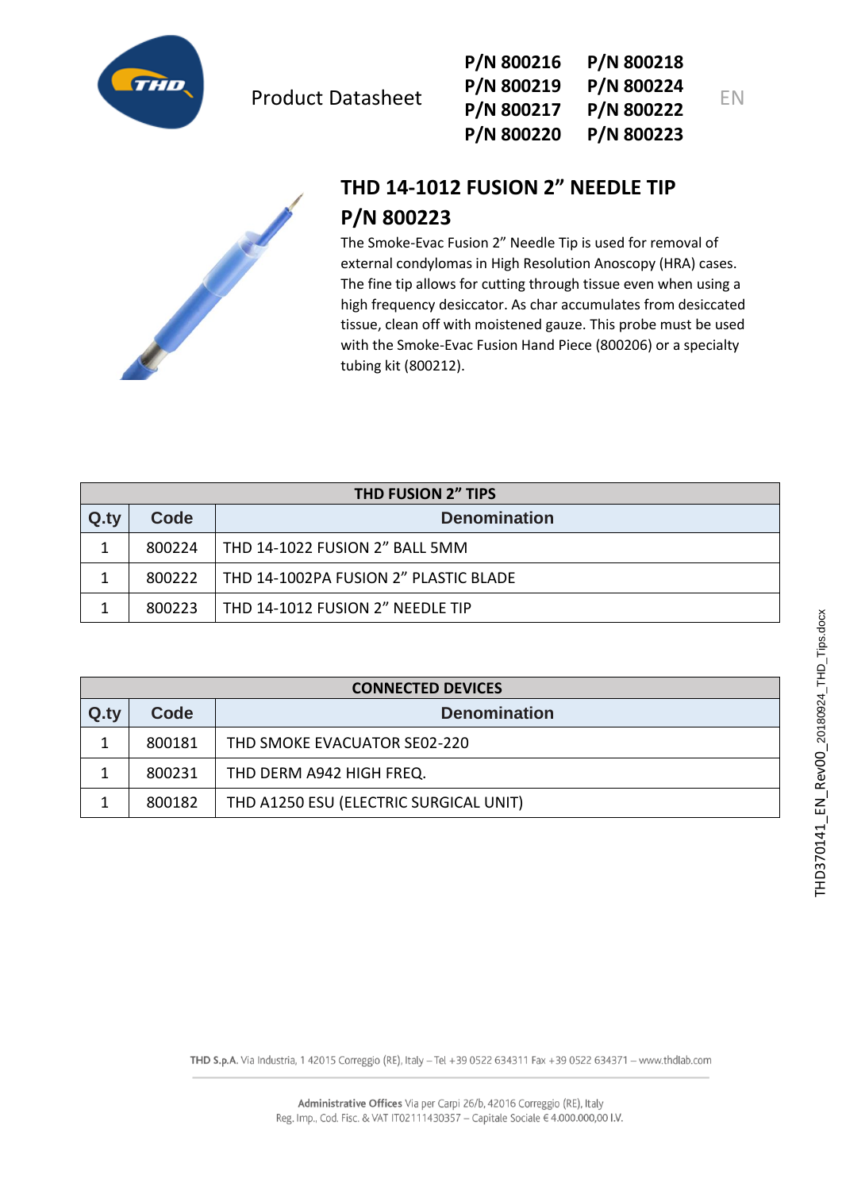Product Datasheet

P/N 800216 P/N 800218
P/N 800219 P/N 800224
P/N 800217 P/N 800222
P/N 800220 P/N 800223

EN

# THD 14-1012 FUSION 2" NEEDLE TIP
# P/N 800223

The Smoke-Evac Fusion 2" Needle Tip is used for removal of external condylomas in High Resolution Anoscopy (HRA) cases. The fine tip allows for cutting through tissue even when using a high frequency desiccator. As char accumulates from desiccated tissue, clean off with moistened gauze. This probe must be used with the Smoke-Evac Fusion Hand Piece (800206) or a specialty tubing kit (800212).

| THD FUSION 2" TIPS | | |
|---|---|---|
| **Q.ty** | **Code** | **Denomination** |
| 1 | 800224 | THD 14-1022 FUSION 2" BALL 5MM |
| 1 | 800222 | THD 14-1002PA FUSION 2" PLASTIC BLADE |
| 1 | 800223 | THD 14-1012 FUSION 2" NEEDLE TIP |

| CONNECTED DEVICES | | |
|---|---|---|
| **Q.ty** | **Code** | **Denomination** |
| 1 | 800181 | THD SMOKE EVACUATOR SE02-220 |
| 1 | 800231 | THD DERM A942 HIGH FREQ. |
| 1 | 800182 | THD A1250 ESU (ELECTRIC SURGICAL UNIT) |

THD370141_EN_Rev00_20180924_THD_Tips.docx

**THD S.p.A.** Via Industria, 1 42015 Correggio (RE), Italy – Tel +39 0522 634311 Fax +39 0522 634371 – www.thdlab.com

**Administrative Offices** Via per Carpi 26/b, 42016 Correggio (RE), Italy
Reg. Imp., Cod. Fisc. & VAT IT02111430357 – Capitale Sociale € 4.000.000,00 I.V.